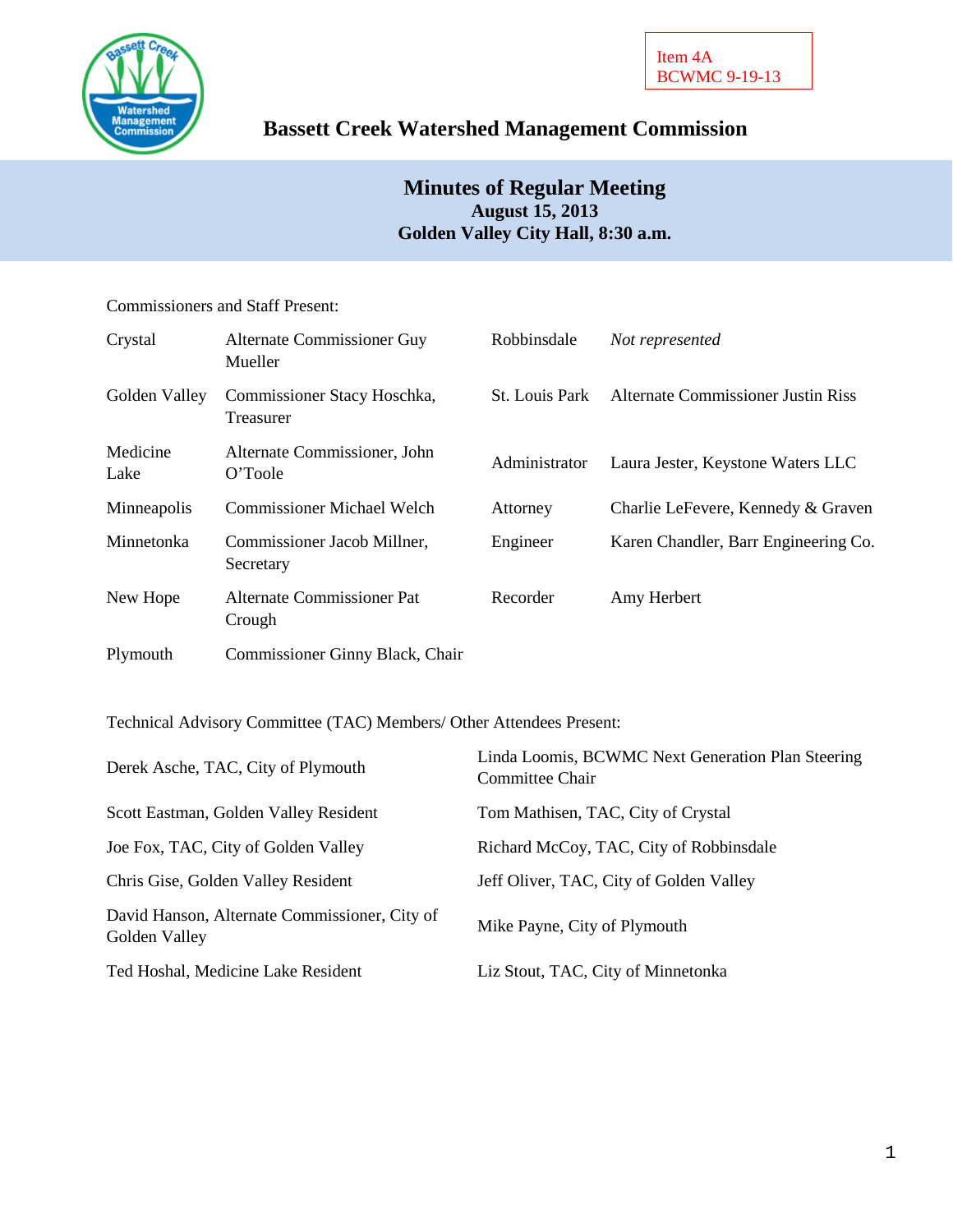Item 4A
BCWMC 9-19-13

# Bassett Creek Watershed Management Commission

## Minutes of Regular Meeting
**August 15, 2013**
**Golden Valley City Hall, 8:30 a.m.**

Commissioners and Staff Present:

| | | | |
|---|---|---|---|
| Crystal | Alternate Commissioner Guy Mueller | Robbinsdale | *Not represented* |
| Golden Valley | Commissioner Stacy Hoschka, Treasurer | St. Louis Park | Alternate Commissioner Justin Riss |
| Medicine Lake | Alternate Commissioner, John O'Toole | Administrator | Laura Jester, Keystone Waters LLC |
| Minneapolis | Commissioner Michael Welch | Attorney | Charlie LeFevere, Kennedy & Graven |
| Minnetonka | Commissioner Jacob Millner, Secretary | Engineer | Karen Chandler, Barr Engineering Co. |
| New Hope | Alternate Commissioner Pat Crough | Recorder | Amy Herbert |
| Plymouth | Commissioner Ginny Black, Chair | | |

Technical Advisory Committee (TAC) Members/ Other Attendees Present:

| | |
|---|---|
| Derek Asche, TAC, City of Plymouth | Linda Loomis, BCWMC Next Generation Plan Steering Committee Chair |
| Scott Eastman, Golden Valley Resident | Tom Mathisen, TAC, City of Crystal |
| Joe Fox, TAC, City of Golden Valley | Richard McCoy, TAC, City of Robbinsdale |
| Chris Gise, Golden Valley Resident | Jeff Oliver, TAC, City of Golden Valley |
| David Hanson, Alternate Commissioner, City of Golden Valley | Mike Payne, City of Plymouth |
| Ted Hoshal, Medicine Lake Resident | Liz Stout, TAC, City of Minnetonka |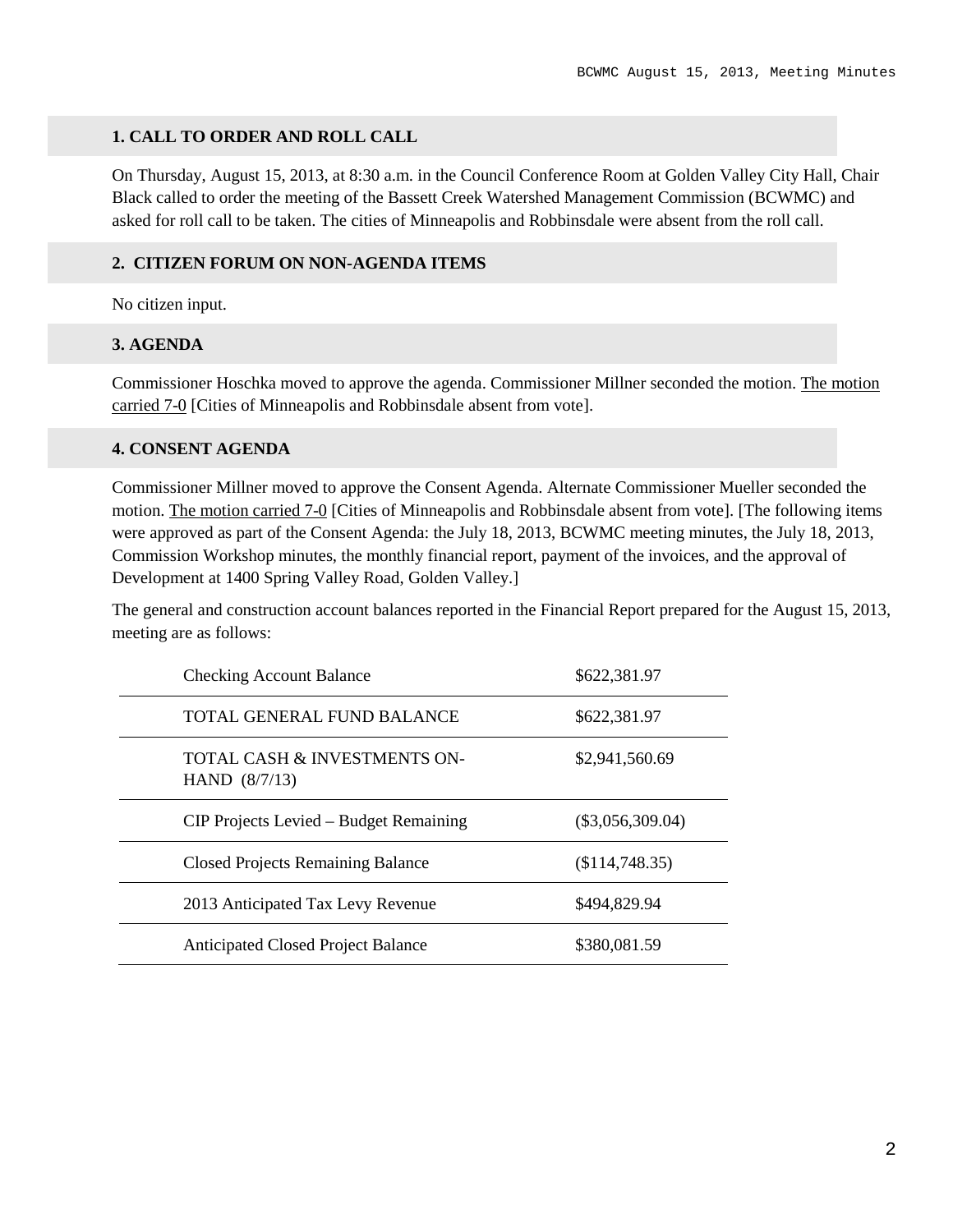## 1. CALL TO ORDER AND ROLL CALL

On Thursday, August 15, 2013, at 8:30 a.m. in the Council Conference Room at Golden Valley City Hall, Chair Black called to order the meeting of the Bassett Creek Watershed Management Commission (BCWMC) and asked for roll call to be taken. The cities of Minneapolis and Robbinsdale were absent from the roll call.

## 2. CITIZEN FORUM ON NON-AGENDA ITEMS

No citizen input.

## 3. AGENDA

Commissioner Hoschka moved to approve the agenda. Commissioner Millner seconded the motion. The motion carried 7-0 [Cities of Minneapolis and Robbinsdale absent from vote].

## 4. CONSENT AGENDA

Commissioner Millner moved to approve the Consent Agenda. Alternate Commissioner Mueller seconded the motion. The motion carried 7-0 [Cities of Minneapolis and Robbinsdale absent from vote]. [The following items were approved as part of the Consent Agenda: the July 18, 2013, BCWMC meeting minutes, the July 18, 2013, Commission Workshop minutes, the monthly financial report, payment of the invoices, and the approval of Development at 1400 Spring Valley Road, Golden Valley.]

The general and construction account balances reported in the Financial Report prepared for the August 15, 2013, meeting are as follows:

| | |
|---|---|
| Checking Account Balance | $622,381.97 |
| TOTAL GENERAL FUND BALANCE | $622,381.97 |
| TOTAL CASH & INVESTMENTS ON-HAND (8/7/13) | $2,941,560.69 |
| CIP Projects Levied – Budget Remaining | ($3,056,309.04) |
| Closed Projects Remaining Balance | ($114,748.35) |
| 2013 Anticipated Tax Levy Revenue | $494,829.94 |
| Anticipated Closed Project Balance | $380,081.59 |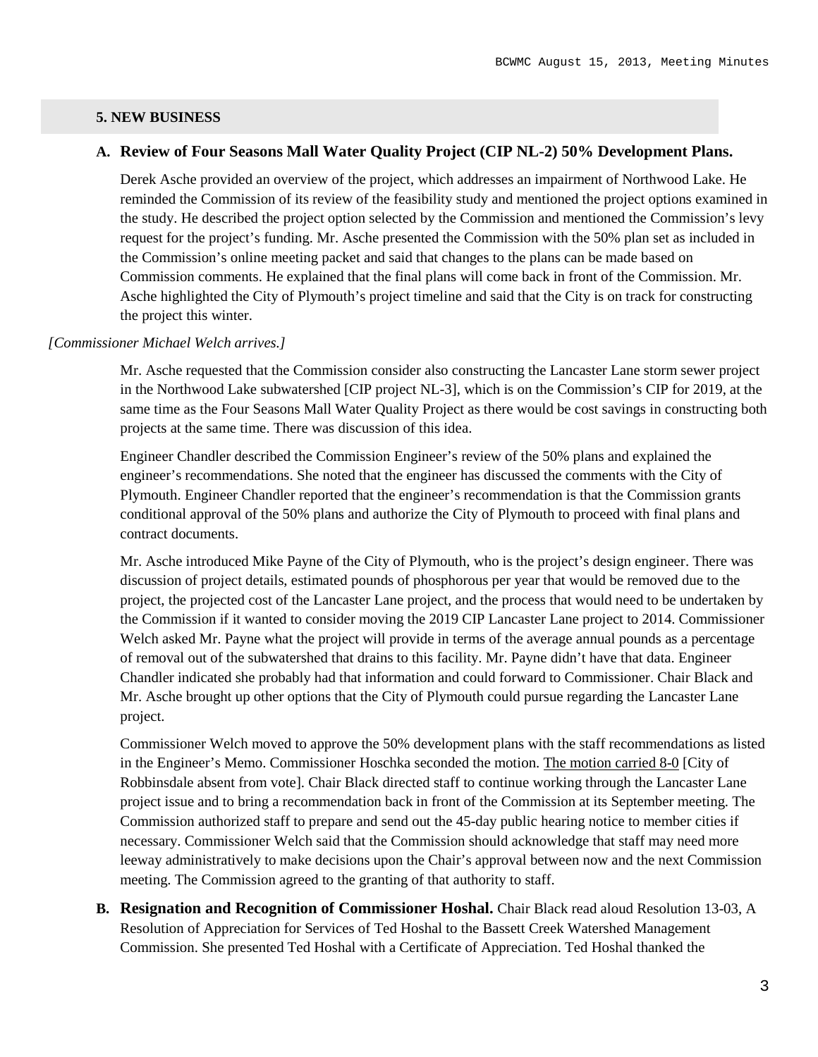## 5. NEW BUSINESS

### A. Review of Four Seasons Mall Water Quality Project (CIP NL-2) 50% Development Plans.

Derek Asche provided an overview of the project, which addresses an impairment of Northwood Lake. He reminded the Commission of its review of the feasibility study and mentioned the project options examined in the study. He described the project option selected by the Commission and mentioned the Commission's levy request for the project's funding. Mr. Asche presented the Commission with the 50% plan set as included in the Commission's online meeting packet and said that changes to the plans can be made based on Commission comments. He explained that the final plans will come back in front of the Commission. Mr. Asche highlighted the City of Plymouth's project timeline and said that the City is on track for constructing the project this winter.

*[Commissioner Michael Welch arrives.]*

Mr. Asche requested that the Commission consider also constructing the Lancaster Lane storm sewer project in the Northwood Lake subwatershed [CIP project NL-3], which is on the Commission's CIP for 2019, at the same time as the Four Seasons Mall Water Quality Project as there would be cost savings in constructing both projects at the same time. There was discussion of this idea.

Engineer Chandler described the Commission Engineer's review of the 50% plans and explained the engineer's recommendations. She noted that the engineer has discussed the comments with the City of Plymouth. Engineer Chandler reported that the engineer's recommendation is that the Commission grants conditional approval of the 50% plans and authorize the City of Plymouth to proceed with final plans and contract documents.

Mr. Asche introduced Mike Payne of the City of Plymouth, who is the project's design engineer. There was discussion of project details, estimated pounds of phosphorous per year that would be removed due to the project, the projected cost of the Lancaster Lane project, and the process that would need to be undertaken by the Commission if it wanted to consider moving the 2019 CIP Lancaster Lane project to 2014. Commissioner Welch asked Mr. Payne what the project will provide in terms of the average annual pounds as a percentage of removal out of the subwatershed that drains to this facility. Mr. Payne didn't have that data. Engineer Chandler indicated she probably had that information and could forward to Commissioner. Chair Black and Mr. Asche brought up other options that the City of Plymouth could pursue regarding the Lancaster Lane project.

Commissioner Welch moved to approve the 50% development plans with the staff recommendations as listed in the Engineer's Memo. Commissioner Hoschka seconded the motion. The motion carried 8-0 [City of Robbinsdale absent from vote]. Chair Black directed staff to continue working through the Lancaster Lane project issue and to bring a recommendation back in front of the Commission at its September meeting. The Commission authorized staff to prepare and send out the 45-day public hearing notice to member cities if necessary. Commissioner Welch said that the Commission should acknowledge that staff may need more leeway administratively to make decisions upon the Chair's approval between now and the next Commission meeting. The Commission agreed to the granting of that authority to staff.

**B. Resignation and Recognition of Commissioner Hoshal.** Chair Black read aloud Resolution 13-03, A Resolution of Appreciation for Services of Ted Hoshal to the Bassett Creek Watershed Management Commission. She presented Ted Hoshal with a Certificate of Appreciation. Ted Hoshal thanked the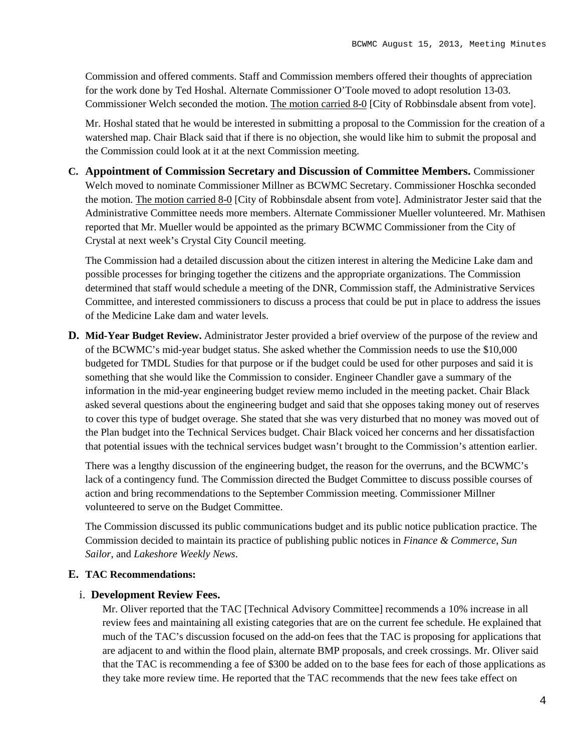Commission and offered comments. Staff and Commission members offered their thoughts of appreciation for the work done by Ted Hoshal. Alternate Commissioner O'Toole moved to adopt resolution 13-03. Commissioner Welch seconded the motion. The motion carried 8-0 [City of Robbinsdale absent from vote].

Mr. Hoshal stated that he would be interested in submitting a proposal to the Commission for the creation of a watershed map. Chair Black said that if there is no objection, she would like him to submit the proposal and the Commission could look at it at the next Commission meeting.

**C. Appointment of Commission Secretary and Discussion of Committee Members.** Commissioner Welch moved to nominate Commissioner Millner as BCWMC Secretary. Commissioner Hoschka seconded the motion. The motion carried 8-0 [City of Robbinsdale absent from vote]. Administrator Jester said that the Administrative Committee needs more members. Alternate Commissioner Mueller volunteered. Mr. Mathisen reported that Mr. Mueller would be appointed as the primary BCWMC Commissioner from the City of Crystal at next week's Crystal City Council meeting.

The Commission had a detailed discussion about the citizen interest in altering the Medicine Lake dam and possible processes for bringing together the citizens and the appropriate organizations. The Commission determined that staff would schedule a meeting of the DNR, Commission staff, the Administrative Services Committee, and interested commissioners to discuss a process that could be put in place to address the issues of the Medicine Lake dam and water levels.

**D. Mid-Year Budget Review.** Administrator Jester provided a brief overview of the purpose of the review and of the BCWMC's mid-year budget status. She asked whether the Commission needs to use the $10,000 budgeted for TMDL Studies for that purpose or if the budget could be used for other purposes and said it is something that she would like the Commission to consider. Engineer Chandler gave a summary of the information in the mid-year engineering budget review memo included in the meeting packet. Chair Black asked several questions about the engineering budget and said that she opposes taking money out of reserves to cover this type of budget overage. She stated that she was very disturbed that no money was moved out of the Plan budget into the Technical Services budget. Chair Black voiced her concerns and her dissatisfaction that potential issues with the technical services budget wasn't brought to the Commission's attention earlier.

There was a lengthy discussion of the engineering budget, the reason for the overruns, and the BCWMC's lack of a contingency fund. The Commission directed the Budget Committee to discuss possible courses of action and bring recommendations to the September Commission meeting. Commissioner Millner volunteered to serve on the Budget Committee.

The Commission discussed its public communications budget and its public notice publication practice. The Commission decided to maintain its practice of publishing public notices in *Finance & Commerce*, *Sun Sailor*, and *Lakeshore Weekly News*.

**E. TAC Recommendations:**

i. **Development Review Fees.**

Mr. Oliver reported that the TAC [Technical Advisory Committee] recommends a 10% increase in all review fees and maintaining all existing categories that are on the current fee schedule. He explained that much of the TAC's discussion focused on the add-on fees that the TAC is proposing for applications that are adjacent to and within the flood plain, alternate BMP proposals, and creek crossings. Mr. Oliver said that the TAC is recommending a fee of $300 be added on to the base fees for each of those applications as they take more review time. He reported that the TAC recommends that the new fees take effect on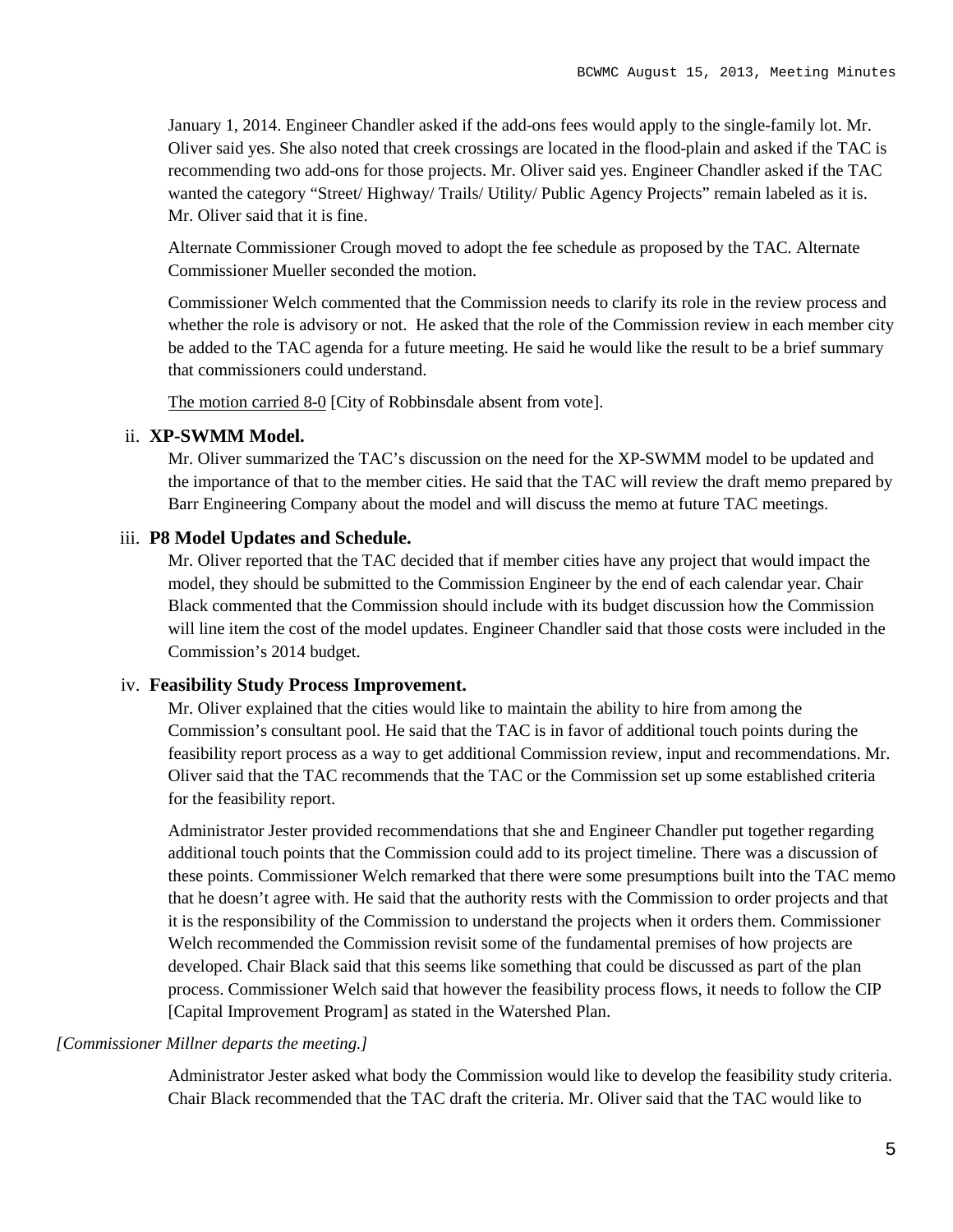January 1, 2014. Engineer Chandler asked if the add-ons fees would apply to the single-family lot. Mr. Oliver said yes. She also noted that creek crossings are located in the flood-plain and asked if the TAC is recommending two add-ons for those projects. Mr. Oliver said yes. Engineer Chandler asked if the TAC wanted the category "Street/ Highway/ Trails/ Utility/ Public Agency Projects" remain labeled as it is. Mr. Oliver said that it is fine.

Alternate Commissioner Crough moved to adopt the fee schedule as proposed by the TAC. Alternate Commissioner Mueller seconded the motion.

Commissioner Welch commented that the Commission needs to clarify its role in the review process and whether the role is advisory or not. He asked that the role of the Commission review in each member city be added to the TAC agenda for a future meeting. He said he would like the result to be a brief summary that commissioners could understand.

The motion carried 8-0 [City of Robbinsdale absent from vote].

ii. **XP-SWMM Model.**

Mr. Oliver summarized the TAC's discussion on the need for the XP-SWMM model to be updated and the importance of that to the member cities. He said that the TAC will review the draft memo prepared by Barr Engineering Company about the model and will discuss the memo at future TAC meetings.

iii. **P8 Model Updates and Schedule.**

Mr. Oliver reported that the TAC decided that if member cities have any project that would impact the model, they should be submitted to the Commission Engineer by the end of each calendar year. Chair Black commented that the Commission should include with its budget discussion how the Commission will line item the cost of the model updates. Engineer Chandler said that those costs were included in the Commission's 2014 budget.

iv. **Feasibility Study Process Improvement.**

Mr. Oliver explained that the cities would like to maintain the ability to hire from among the Commission's consultant pool. He said that the TAC is in favor of additional touch points during the feasibility report process as a way to get additional Commission review, input and recommendations. Mr. Oliver said that the TAC recommends that the TAC or the Commission set up some established criteria for the feasibility report.

Administrator Jester provided recommendations that she and Engineer Chandler put together regarding additional touch points that the Commission could add to its project timeline. There was a discussion of these points. Commissioner Welch remarked that there were some presumptions built into the TAC memo that he doesn't agree with. He said that the authority rests with the Commission to order projects and that it is the responsibility of the Commission to understand the projects when it orders them. Commissioner Welch recommended the Commission revisit some of the fundamental premises of how projects are developed. Chair Black said that this seems like something that could be discussed as part of the plan process. Commissioner Welch said that however the feasibility process flows, it needs to follow the CIP [Capital Improvement Program] as stated in the Watershed Plan.

*[Commissioner Millner departs the meeting.]*

Administrator Jester asked what body the Commission would like to develop the feasibility study criteria. Chair Black recommended that the TAC draft the criteria. Mr. Oliver said that the TAC would like to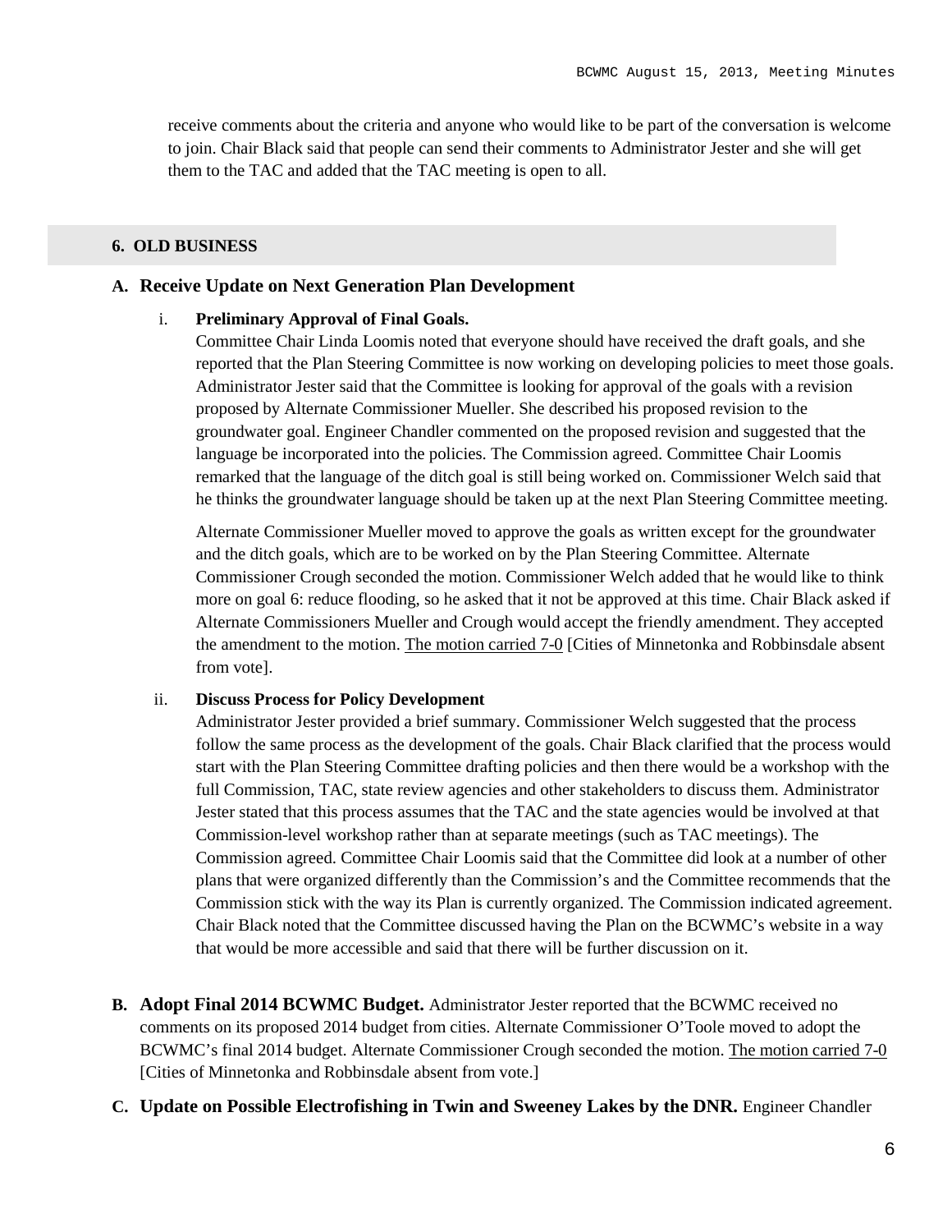receive comments about the criteria and anyone who would like to be part of the conversation is welcome to join. Chair Black said that people can send their comments to Administrator Jester and she will get them to the TAC and added that the TAC meeting is open to all.

## 6. OLD BUSINESS

### A. Receive Update on Next Generation Plan Development

i. **Preliminary Approval of Final Goals.**
Committee Chair Linda Loomis noted that everyone should have received the draft goals, and she reported that the Plan Steering Committee is now working on developing policies to meet those goals. Administrator Jester said that the Committee is looking for approval of the goals with a revision proposed by Alternate Commissioner Mueller. She described his proposed revision to the groundwater goal. Engineer Chandler commented on the proposed revision and suggested that the language be incorporated into the policies. The Commission agreed. Committee Chair Loomis remarked that the language of the ditch goal is still being worked on. Commissioner Welch said that he thinks the groundwater language should be taken up at the next Plan Steering Committee meeting.

Alternate Commissioner Mueller moved to approve the goals as written except for the groundwater and the ditch goals, which are to be worked on by the Plan Steering Committee. Alternate Commissioner Crough seconded the motion. Commissioner Welch added that he would like to think more on goal 6: reduce flooding, so he asked that it not be approved at this time. Chair Black asked if Alternate Commissioners Mueller and Crough would accept the friendly amendment. They accepted the amendment to the motion. The motion carried 7-0 [Cities of Minnetonka and Robbinsdale absent from vote].

ii. **Discuss Process for Policy Development**
Administrator Jester provided a brief summary. Commissioner Welch suggested that the process follow the same process as the development of the goals. Chair Black clarified that the process would start with the Plan Steering Committee drafting policies and then there would be a workshop with the full Commission, TAC, state review agencies and other stakeholders to discuss them. Administrator Jester stated that this process assumes that the TAC and the state agencies would be involved at that Commission-level workshop rather than at separate meetings (such as TAC meetings). The Commission agreed. Committee Chair Loomis said that the Committee did look at a number of other plans that were organized differently than the Commission's and the Committee recommends that the Commission stick with the way its Plan is currently organized. The Commission indicated agreement. Chair Black noted that the Committee discussed having the Plan on the BCWMC's website in a way that would be more accessible and said that there will be further discussion on it.

**B. Adopt Final 2014 BCWMC Budget.** Administrator Jester reported that the BCWMC received no comments on its proposed 2014 budget from cities. Alternate Commissioner O'Toole moved to adopt the BCWMC's final 2014 budget. Alternate Commissioner Crough seconded the motion. The motion carried 7-0 [Cities of Minnetonka and Robbinsdale absent from vote.]

**C. Update on Possible Electrofishing in Twin and Sweeney Lakes by the DNR.** Engineer Chandler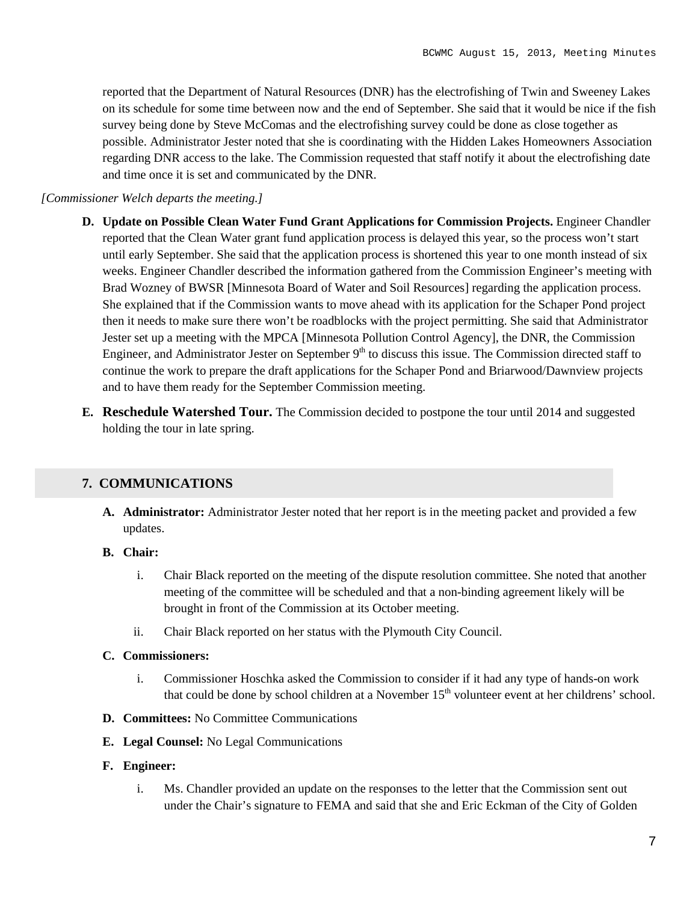reported that the Department of Natural Resources (DNR) has the electrofishing of Twin and Sweeney Lakes on its schedule for some time between now and the end of September. She said that it would be nice if the fish survey being done by Steve McComas and the electrofishing survey could be done as close together as possible. Administrator Jester noted that she is coordinating with the Hidden Lakes Homeowners Association regarding DNR access to the lake. The Commission requested that staff notify it about the electrofishing date and time once it is set and communicated by the DNR.

*[Commissioner Welch departs the meeting.]*

**D. Update on Possible Clean Water Fund Grant Applications for Commission Projects.** Engineer Chandler reported that the Clean Water grant fund application process is delayed this year, so the process won't start until early September. She said that the application process is shortened this year to one month instead of six weeks. Engineer Chandler described the information gathered from the Commission Engineer's meeting with Brad Wozney of BWSR [Minnesota Board of Water and Soil Resources] regarding the application process. She explained that if the Commission wants to move ahead with its application for the Schaper Pond project then it needs to make sure there won't be roadblocks with the project permitting. She said that Administrator Jester set up a meeting with the MPCA [Minnesota Pollution Control Agency], the DNR, the Commission Engineer, and Administrator Jester on September 9th to discuss this issue. The Commission directed staff to continue the work to prepare the draft applications for the Schaper Pond and Briarwood/Dawnview projects and to have them ready for the September Commission meeting.

**E. Reschedule Watershed Tour.** The Commission decided to postpone the tour until 2014 and suggested holding the tour in late spring.

## 7. COMMUNICATIONS

**A. Administrator:** Administrator Jester noted that her report is in the meeting packet and provided a few updates.

**B. Chair:**

i. Chair Black reported on the meeting of the dispute resolution committee. She noted that another meeting of the committee will be scheduled and that a non-binding agreement likely will be brought in front of the Commission at its October meeting.

ii. Chair Black reported on her status with the Plymouth City Council.

**C. Commissioners:**

i. Commissioner Hoschka asked the Commission to consider if it had any type of hands-on work that could be done by school children at a November 15th volunteer event at her childrens' school.

**D. Committees:** No Committee Communications

**E. Legal Counsel:** No Legal Communications

**F. Engineer:**

i. Ms. Chandler provided an update on the responses to the letter that the Commission sent out under the Chair's signature to FEMA and said that she and Eric Eckman of the City of Golden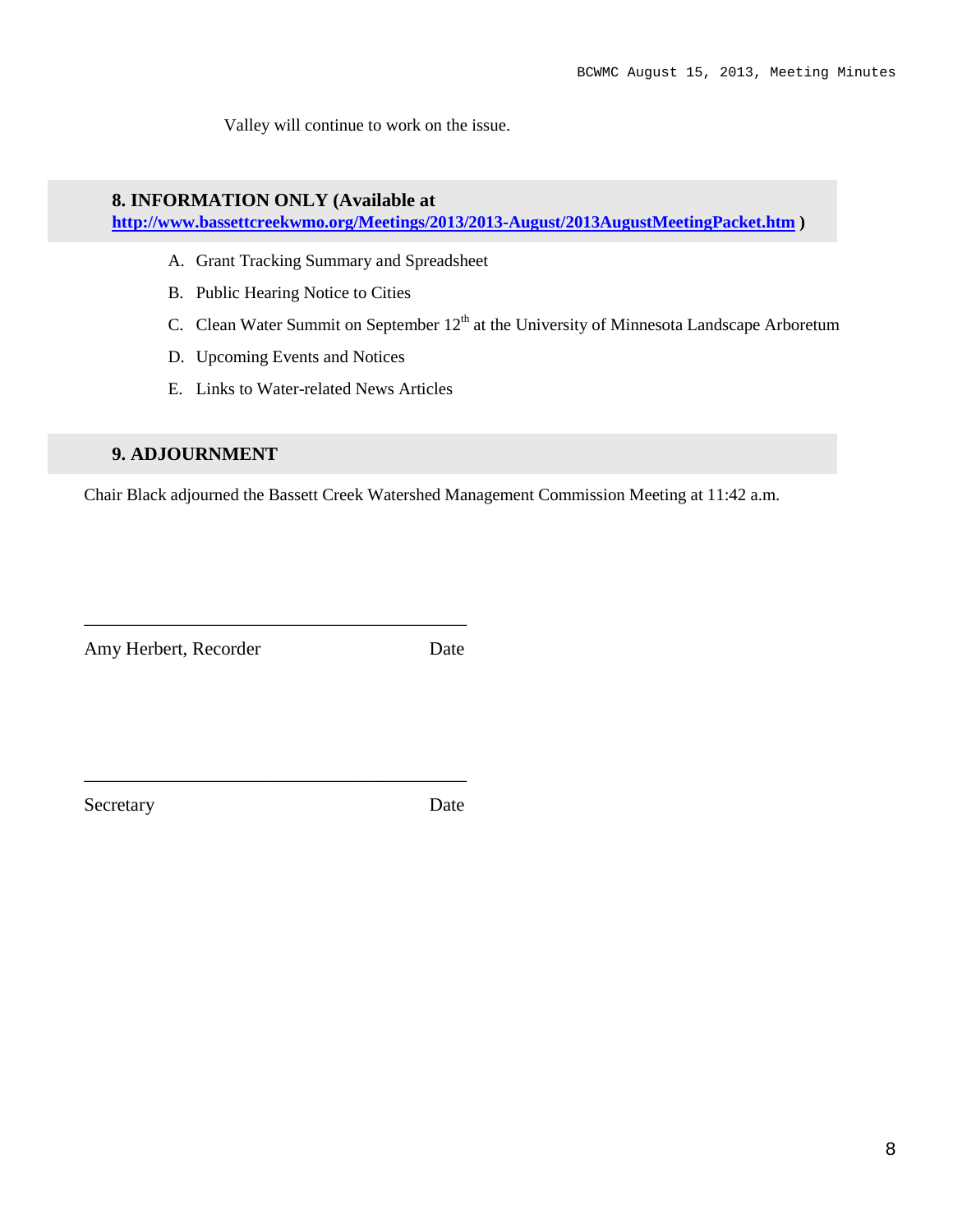Valley will continue to work on the issue.

## 8. INFORMATION ONLY (Available at http://www.bassettcreekwmo.org/Meetings/2013/2013-August/2013AugustMeetingPacket.htm )

A. Grant Tracking Summary and Spreadsheet

B. Public Hearing Notice to Cities

C. Clean Water Summit on September 12th at the University of Minnesota Landscape Arboretum

D. Upcoming Events and Notices

E. Links to Water-related News Articles

## 9. ADJOURNMENT

Chair Black adjourned the Bassett Creek Watershed Management Commission Meeting at 11:42 a.m.

\_\_\_\_\_\_\_\_\_\_\_\_\_\_\_\_\_\_\_\_\_\_\_\_\_\_\_\_\_\_\_\_\_\_\_\_\_\_\_\_

Amy Herbert, Recorder Date

\_\_\_\_\_\_\_\_\_\_\_\_\_\_\_\_\_\_\_\_\_\_\_\_\_\_\_\_\_\_\_\_\_\_\_\_\_\_\_\_

Secretary Date